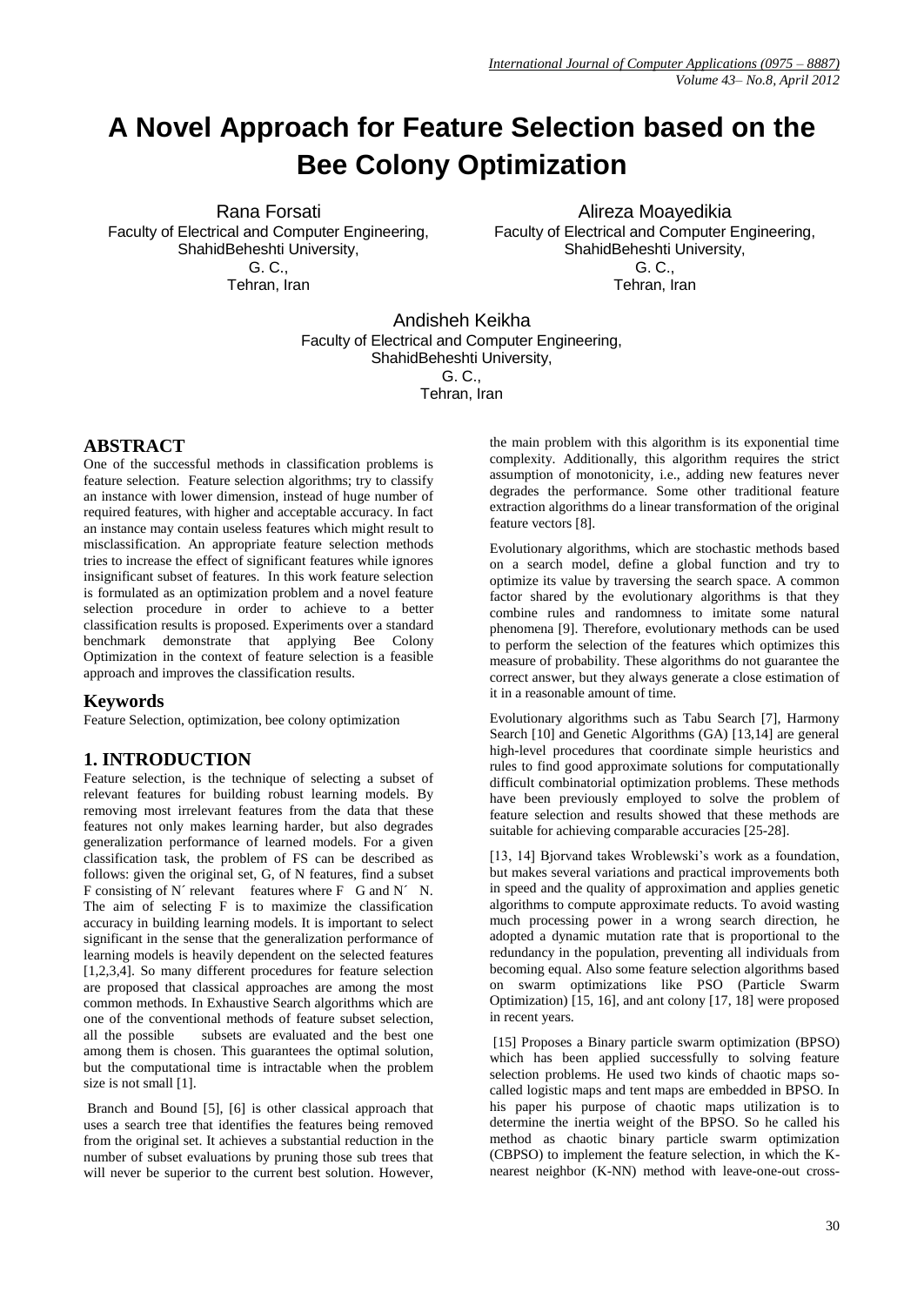# A Novel Approach for Feature Selection based on the Bee Colony Optimization

Rana Forsati
Faculty of Electrical and Computer Engineering,
ShahidBeheshti University,
G. C.,
Tehran, Iran

Alireza Moayedikia
Faculty of Electrical and Computer Engineering,
ShahidBeheshti University,
G. C.,
Tehran, Iran

Andisheh Keikha
Faculty of Electrical and Computer Engineering,
ShahidBeheshti University,
G. C.,
Tehran, Iran

## ABSTRACT

One of the successful methods in classification problems is feature selection. Feature selection algorithms; try to classify an instance with lower dimension, instead of huge number of required features, with higher and acceptable accuracy. In fact an instance may contain useless features which might result to misclassification. An appropriate feature selection methods tries to increase the effect of significant features while ignores insignificant subset of features. In this work feature selection is formulated as an optimization problem and a novel feature selection procedure in order to achieve to a better classification results is proposed. Experiments over a standard benchmark demonstrate that applying Bee Colony Optimization in the context of feature selection is a feasible approach and improves the classification results.

## Keywords

Feature Selection, optimization, bee colony optimization

## 1. INTRODUCTION

Feature selection, is the technique of selecting a subset of relevant features for building robust learning models. By removing most irrelevant features from the data that these features not only makes learning harder, but also degrades generalization performance of learned models. For a given classification task, the problem of FS can be described as follows: given the original set, G, of N features, find a subset F consisting of N´ relevant features where F G and N´ N. The aim of selecting F is to maximize the classification accuracy in building learning models. It is important to select significant in the sense that the generalization performance of learning models is heavily dependent on the selected features [1,2,3,4]. So many different procedures for feature selection are proposed that classical approaches are among the most common methods. In Exhaustive Search algorithms which are one of the conventional methods of feature subset selection, all the possible subsets are evaluated and the best one among them is chosen. This guarantees the optimal solution, but the computational time is intractable when the problem size is not small [1].

Branch and Bound [5], [6] is other classical approach that uses a search tree that identifies the features being removed from the original set. It achieves a substantial reduction in the number of subset evaluations by pruning those sub trees that will never be superior to the current best solution. However, the main problem with this algorithm is its exponential time complexity. Additionally, this algorithm requires the strict assumption of monotonicity, i.e., adding new features never degrades the performance. Some other traditional feature extraction algorithms do a linear transformation of the original feature vectors [8].

Evolutionary algorithms, which are stochastic methods based on a search model, define a global function and try to optimize its value by traversing the search space. A common factor shared by the evolutionary algorithms is that they combine rules and randomness to imitate some natural phenomena [9]. Therefore, evolutionary methods can be used to perform the selection of the features which optimizes this measure of probability. These algorithms do not guarantee the correct answer, but they always generate a close estimation of it in a reasonable amount of time.

Evolutionary algorithms such as Tabu Search [7], Harmony Search [10] and Genetic Algorithms (GA) [13,14] are general high-level procedures that coordinate simple heuristics and rules to find good approximate solutions for computationally difficult combinatorial optimization problems. These methods have been previously employed to solve the problem of feature selection and results showed that these methods are suitable for achieving comparable accuracies [25-28].

[13, 14] Bjorvand takes Wroblewski's work as a foundation, but makes several variations and practical improvements both in speed and the quality of approximation and applies genetic algorithms to compute approximate reducts. To avoid wasting much processing power in a wrong search direction, he adopted a dynamic mutation rate that is proportional to the redundancy in the population, preventing all individuals from becoming equal. Also some feature selection algorithms based on swarm optimizations like PSO (Particle Swarm Optimization) [15, 16], and ant colony [17, 18] were proposed in recent years.

[15] Proposes a Binary particle swarm optimization (BPSO) which has been applied successfully to solving feature selection problems. He used two kinds of chaotic maps so-called logistic maps and tent maps are embedded in BPSO. In his paper his purpose of chaotic maps utilization is to determine the inertia weight of the BPSO. So he called his method as chaotic binary particle swarm optimization (CBPSO) to implement the feature selection, in which the K-nearest neighbor (K-NN) method with leave-one-out cross-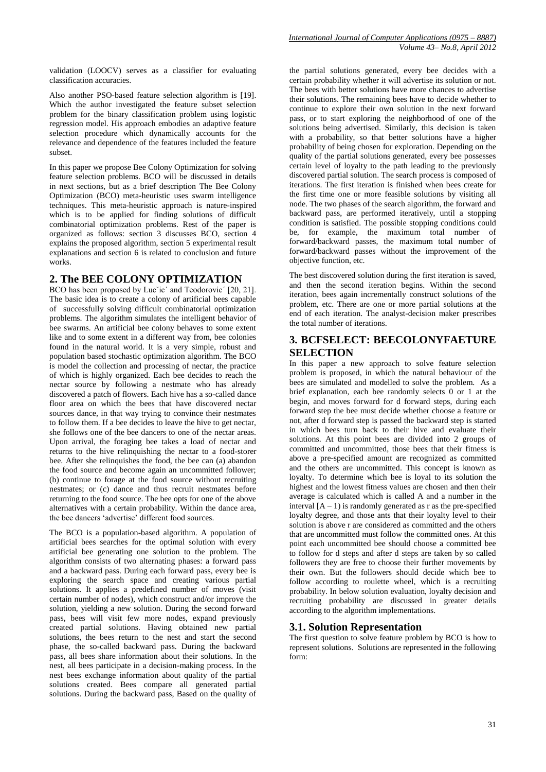validation (LOOCV) serves as a classifier for evaluating classification accuracies.

Also another PSO-based feature selection algorithm is [19]. Which the author investigated the feature subset selection problem for the binary classification problem using logistic regression model. His approach embodies an adaptive feature selection procedure which dynamically accounts for the relevance and dependence of the features included the feature subset.

In this paper we propose Bee Colony Optimization for solving feature selection problems. BCO will be discussed in details in next sections, but as a brief description The Bee Colony Optimization (BCO) meta-heuristic uses swarm intelligence techniques. This meta-heuristic approach is nature-inspired which is to be applied for finding solutions of difficult combinatorial optimization problems. Rest of the paper is organized as follows: section 3 discusses BCO, section 4 explains the proposed algorithm, section 5 experimental result explanations and section 6 is related to conclusion and future works.

## 2. The BEE COLONY OPTIMIZATION

BCO has been proposed by Lučić and Teodorović [20, 21]. The basic idea is to create a colony of artificial bees capable of successfully solving difficult combinatorial optimization problems. The algorithm simulates the intelligent behavior of bee swarms. An artificial bee colony behaves to some extent like and to some extent in a different way from, bee colonies found in the natural world. It is a very simple, robust and population based stochastic optimization algorithm. The BCO is model the collection and processing of nectar, the practice of which is highly organized. Each bee decides to reach the nectar source by following a nestmate who has already discovered a patch of flowers. Each hive has a so-called dance floor area on which the bees that have discovered nectar sources dance, in that way trying to convince their nestmates to follow them. If a bee decides to leave the hive to get nectar, she follows one of the bee dancers to one of the nectar areas. Upon arrival, the foraging bee takes a load of nectar and returns to the hive relinquishing the nectar to a food-storer bee. After she relinquishes the food, the bee can (a) abandon the food source and become again an uncommitted follower; (b) continue to forage at the food source without recruiting nestmates; or (c) dance and thus recruit nestmates before returning to the food source. The bee opts for one of the above alternatives with a certain probability. Within the dance area, the bee dancers 'advertise' different food sources.

The BCO is a population-based algorithm. A population of artificial bees searches for the optimal solution with every artificial bee generating one solution to the problem. The algorithm consists of two alternating phases: a forward pass and a backward pass. During each forward pass, every bee is exploring the search space and creating various partial solutions. It applies a predefined number of moves (visit certain number of nodes), which construct and/or improve the solution, yielding a new solution. During the second forward pass, bees will visit few more nodes, expand previously created partial solutions. Having obtained new partial solutions, the bees return to the nest and start the second phase, the so-called backward pass. During the backward pass, all bees share information about their solutions. In the nest, all bees participate in a decision-making process. In the nest bees exchange information about quality of the partial solutions created. Bees compare all generated partial solutions. During the backward pass, Based on the quality of the partial solutions generated, every bee decides with a certain probability whether it will advertise its solution or not. The bees with better solutions have more chances to advertise their solutions. The remaining bees have to decide whether to continue to explore their own solution in the next forward pass, or to start exploring the neighborhood of one of the solutions being advertised. Similarly, this decision is taken with a probability, so that better solutions have a higher probability of being chosen for exploration. Depending on the quality of the partial solutions generated, every bee possesses certain level of loyalty to the path leading to the previously discovered partial solution. The search process is composed of iterations. The first iteration is finished when bees create for the first time one or more feasible solutions by visiting all node. The two phases of the search algorithm, the forward and backward pass, are performed iteratively, until a stopping condition is satisfied. The possible stopping conditions could be, for example, the maximum total number of forward/backward passes, the maximum total number of forward/backward passes without the improvement of the objective function, etc.

The best discovered solution during the first iteration is saved, and then the second iteration begins. Within the second iteration, bees again incrementally construct solutions of the problem, etc. There are one or more partial solutions at the end of each iteration. The analyst-decision maker prescribes the total number of iterations.

## 3. BCFSELECT: BEECOLONYFAETURE SELECTION

In this paper a new approach to solve feature selection problem is proposed, in which the natural behaviour of the bees are simulated and modelled to solve the problem. As a brief explanation, each bee randomly selects 0 or 1 at the begin, and moves forward for d forward steps, during each forward step the bee must decide whether choose a feature or not, after d forward step is passed the backward step is started in which bees turn back to their hive and evaluate their solutions. At this point bees are divided into 2 groups of committed and uncommitted, those bees that their fitness is above a pre-specified amount are recognized as committed and the others are uncommitted. This concept is known as loyalty. To determine which bee is loyal to its solution the highest and the lowest fitness values are chosen and then their average is calculated which is called A and a number in the interval [A – 1) is randomly generated as r as the pre-specified loyalty degree, and those ants that their loyalty level to their solution is above r are considered as committed and the others that are uncommitted must follow the committed ones. At this point each uncommitted bee should choose a committed bee to follow for d steps and after d steps are taken by so called followers they are free to choose their further movements by their own. But the followers should decide which bee to follow according to roulette wheel, which is a recruiting probability. In below solution evaluation, loyalty decision and recruiting probability are discussed in greater details according to the algorithm implementations.

### 3.1. Solution Representation

The first question to solve feature problem by BCO is how to represent solutions. Solutions are represented in the following form: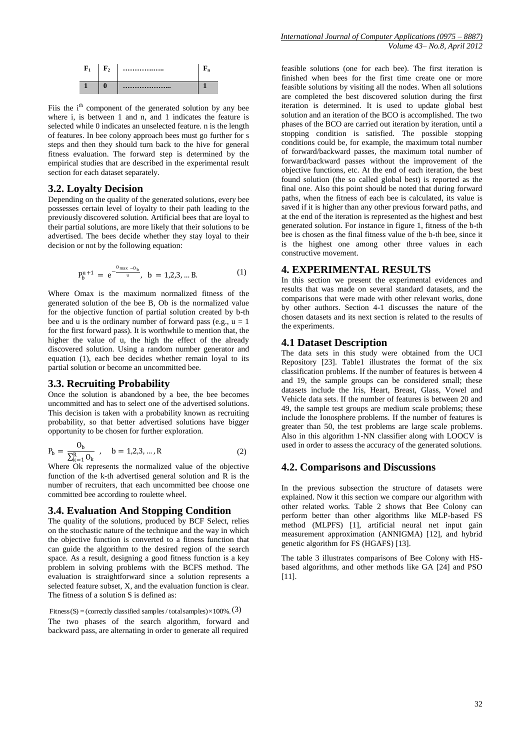| $F_1$ | $F_2$ | …………..….. | $F_n$ |
|---|---|---|---|
| 1 | 0 | ………………... | 1 |

Fiis the $i^{th}$ component of the generated solution by any bee where i, is between 1 and n, and 1 indicates the feature is selected while 0 indicates an unselected feature. n is the length of features. In bee colony approach bees must go further for s steps and then they should turn back to the hive for general fitness evaluation. The forward step is determined by the empirical studies that are described in the experimental result section for each dataset separately.

## 3.2. Loyalty Decision

Depending on the quality of the generated solutions, every bee possesses certain level of loyalty to their path leading to the previously discovered solution. Artificial bees that are loyal to their partial solutions, are more likely that their solutions to be advertised. The bees decide whether they stay loyal to their decision or not by the following equation:

$$P_b^{u+1} = e^{-\frac{O_{max} - O_b}{u}}, \; b = 1,2,3, \dots B. \quad (1)$$

Where Omax is the maximum normalized fitness of the generated solution of the bee B, Ob is the normalized value for the objective function of partial solution created by b-th bee and u is the ordinary number of forward pass (e.g., u = 1 for the first forward pass). It is worthwhile to mention that, the higher the value of u, the high the effect of the already discovered solution. Using a random number generator and equation (1), each bee decides whether remain loyal to its partial solution or become an uncommitted bee.

## 3.3. Recruiting Probability

Once the solution is abandoned by a bee, the bee becomes uncommitted and has to select one of the advertised solutions. This decision is taken with a probability known as recruiting probability, so that better advertised solutions have bigger opportunity to be chosen for further exploration.

$$P_b = \frac{O_b}{\sum_{k=1}^{R} O_k}, \quad b = 1,2,3, \dots, R \quad (2)$$

Where Ok represents the normalized value of the objective function of the k-th advertised general solution and R is the number of recruiters, that each uncommitted bee choose one committed bee according to roulette wheel.

## 3.4. Evaluation And Stopping Condition

The quality of the solutions, produced by BCF Select, relies on the stochastic nature of the technique and the way in which the objective function is converted to a fitness function that can guide the algorithm to the desired region of the search space. As a result, designing a good fitness function is a key problem in solving problems with the BCFS method. The evaluation is straightforward since a solution represents a selected feature subset, X, and the evaluation function is clear. The fitness of a solution S is defined as:

$$\text{Fitness}(S) = (\text{correctly classified samples} / \text{total samples}) \times 100\%. \quad (3)$$

The two phases of the search algorithm, forward and backward pass, are alternating in order to generate all required feasible solutions (one for each bee). The first iteration is finished when bees for the first time create one or more feasible solutions by visiting all the nodes. When all solutions are completed the best discovered solution during the first iteration is determined. It is used to update global best solution and an iteration of the BCO is accomplished. The two phases of the BCO are carried out iteration by iteration, until a stopping condition is satisfied. The possible stopping conditions could be, for example, the maximum total number of forward/backward passes, the maximum total number of forward/backward passes without the improvement of the objective functions, etc. At the end of each iteration, the best found solution (the so called global best) is reported as the final one. Also this point should be noted that during forward paths, when the fitness of each bee is calculated, its value is saved if it is higher than any other previous forward paths, and at the end of the iteration is represented as the highest and best generated solution. For instance in figure 1, fitness of the b-th bee is chosen as the final fitness value of the b-th bee, since it is the highest one among other three values in each constructive movement.

# 4. EXPERIMENTAL RESULTS

In this section we present the experimental evidences and results that was made on several standard datasets, and the comparisons that were made with other relevant works, done by other authors. Section 4-1 discusses the nature of the chosen datasets and its next section is related to the results of the experiments.

## 4.1 Dataset Description

The data sets in this study were obtained from the UCI Repository [23]. Table1 illustrates the format of the six classification problems. If the number of features is between 4 and 19, the sample groups can be considered small; these datasets include the Iris, Heart, Breast, Glass, Vowel and Vehicle data sets. If the number of features is between 20 and 49, the sample test groups are medium scale problems; these include the Ionosphere problems. If the number of features is greater than 50, the test problems are large scale problems. Also in this algorithm 1-NN classifier along with LOOCV is used in order to assess the accuracy of the generated solutions.

## 4.2. Comparisons and Discussions

In the previous subsection the structure of datasets were explained. Now it this section we compare our algorithm with other related works. Table 2 shows that Bee Colony can perform better than other algorithms like MLP-based FS method (MLPFS) [1], artificial neural net input gain measurement approximation (ANNIGMA) [12], and hybrid genetic algorithm for FS (HGAFS) [13].

The table 3 illustrates comparisons of Bee Colony with HS-based algorithms, and other methods like GA [24] and PSO [11].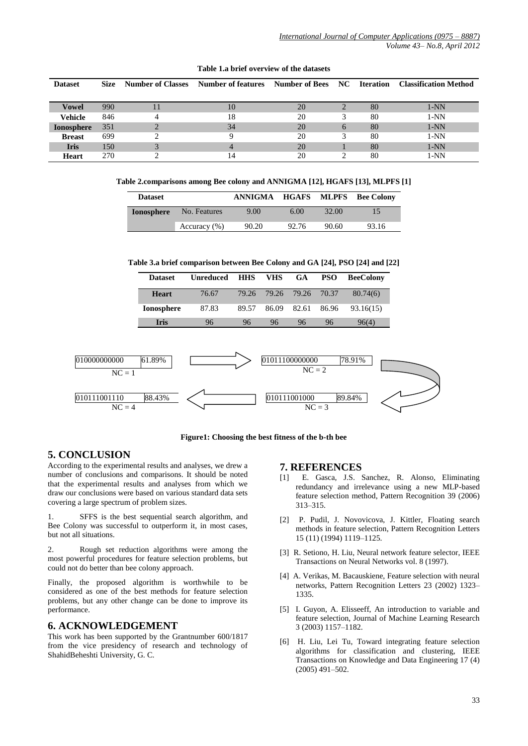**Table 1.a brief overview of the datasets**

| Dataset | Size | Number of Classes | Number of features | Number of Bees | NC | Iteration | Classification Method |
|---|---|---|---|---|---|---|---|
| **Vowel** | 990 | 11 | 10 | 20 | 2 | 80 | 1-NN |
| **Vehicle** | 846 | 4 | 18 | 20 | 3 | 80 | 1-NN |
| **Ionosphere** | 351 | 2 | 34 | 20 | 6 | 80 | 1-NN |
| **Breast** | 699 | 2 | 9 | 20 | 3 | 80 | 1-NN |
| **Iris** | 150 | 3 | 4 | 20 | 1 | 80 | 1-NN |
| **Heart** | 270 | 2 | 14 | 20 | 2 | 80 | 1-NN |

**Table 2.comparisons among Bee colony and ANNIGMA [12], HGAFS [13], MLPFS [1]**

| Dataset | | ANNIGMA | HGAFS | MLPFS | Bee Colony |
|---|---|---|---|---|---|
| **Ionosphere** | No. Features | 9.00 | 6.00 | 32.00 | 15 |
| | Accuracy (%) | 90.20 | 92.76 | 90.60 | 93.16 |

**Table 3.a brief comparison between Bee Colony and GA [24], PSO [24] and [22]**

| Dataset | Unreduced | HHS | VHS | GA | PSO | BeeColony |
|---|---|---|---|---|---|---|
| **Heart** | 76.67 | 79.26 | 79.26 | 79.26 | 70.37 | 80.74(6) |
| **Ionosphere** | 87.83 | 89.57 | 86.09 | 82.61 | 86.96 | 93.16(15) |
| **Iris** | 96 | 96 | 96 | 96 | 96 | 96(4) |

010000000000 61.89% NC = 1 → 01011100000000 78.91% NC = 2 → 010111001000 89.84% NC = 3 → 010111001110 88.43% NC = 4

**Figure1: Choosing the best fitness of the b-th bee**

## 5. CONCLUSION

According to the experimental results and analyses, we drew a number of conclusions and comparisons. It should be noted that the experimental results and analyses from which we draw our conclusions were based on various standard data sets covering a large spectrum of problem sizes.

1. SFFS is the best sequential search algorithm, and Bee Colony was successful to outperform it, in most cases, but not all situations.

2. Rough set reduction algorithms were among the most powerful procedures for feature selection problems, but could not do better than bee colony approach.

Finally, the proposed algorithm is worthwhile to be considered as one of the best methods for feature selection problems, but any other change can be done to improve its performance.

## 6. ACKNOWLEDGEMENT

This work has been supported by the Grantnumber 600/1817 from the vice presidency of research and technology of ShahidBeheshti University, G. C.

## 7. REFERENCES

[1] E. Gasca, J.S. Sanchez, R. Alonso, Eliminating redundancy and irrelevance using a new MLP-based feature selection method, Pattern Recognition 39 (2006) 313–315.

[2] P. Pudil, J. Novovicova, J. Kittler, Floating search methods in feature selection, Pattern Recognition Letters 15 (11) (1994) 1119–1125.

[3] R. Setiono, H. Liu, Neural network feature selector, IEEE Transactions on Neural Networks vol. 8 (1997).

[4] A. Verikas, M. Bacauskiene, Feature selection with neural networks, Pattern Recognition Letters 23 (2002) 1323–1335.

[5] I. Guyon, A. Elisseeff, An introduction to variable and feature selection, Journal of Machine Learning Research 3 (2003) 1157–1182.

[6] H. Liu, Lei Tu, Toward integrating feature selection algorithms for classification and clustering, IEEE Transactions on Knowledge and Data Engineering 17 (4) (2005) 491–502.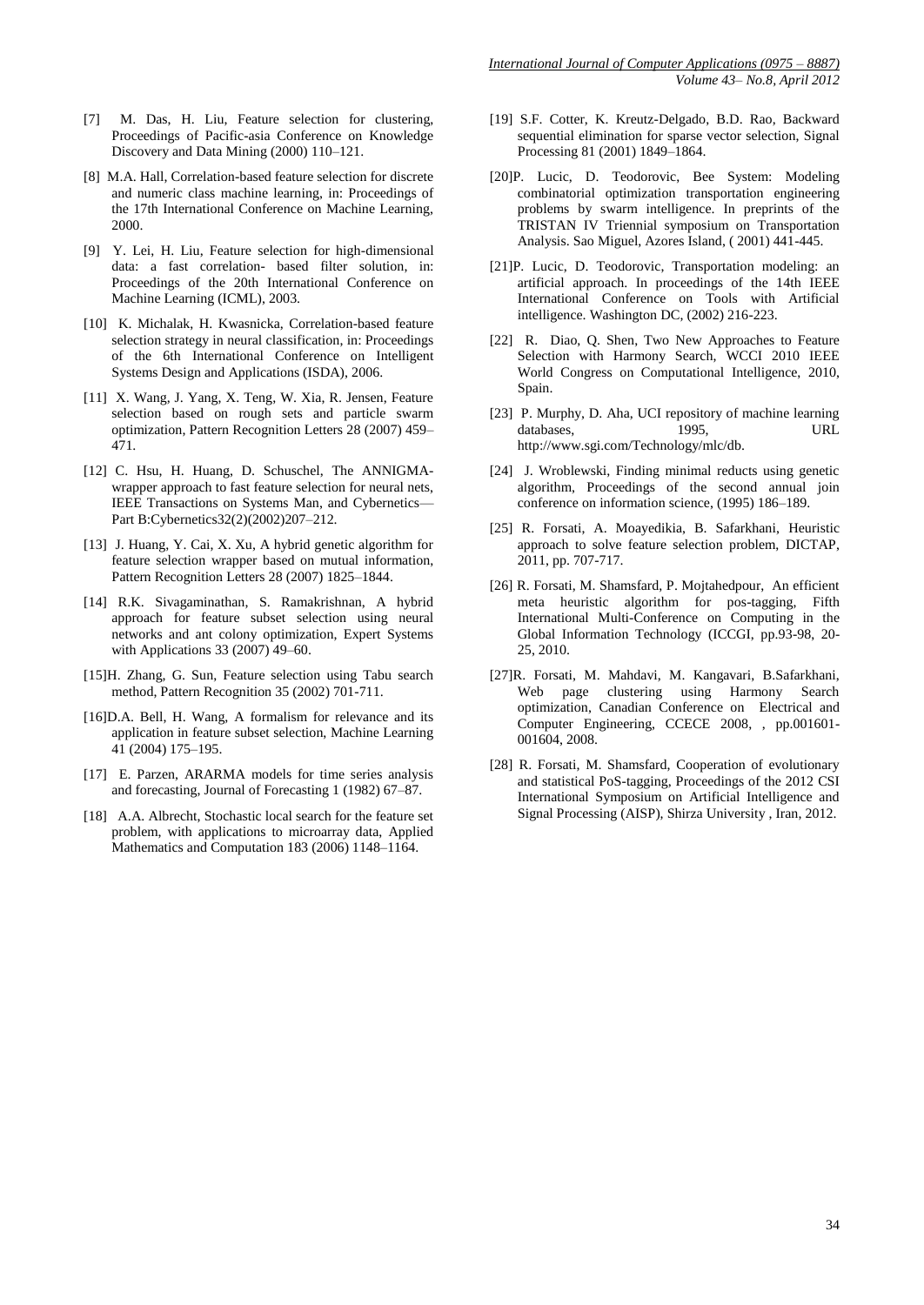[7] M. Das, H. Liu, Feature selection for clustering, Proceedings of Pacific-asia Conference on Knowledge Discovery and Data Mining (2000) 110–121.

[8] M.A. Hall, Correlation-based feature selection for discrete and numeric class machine learning, in: Proceedings of the 17th International Conference on Machine Learning, 2000.

[9] Y. Lei, H. Liu, Feature selection for high-dimensional data: a fast correlation- based filter solution, in: Proceedings of the 20th International Conference on Machine Learning (ICML), 2003.

[10] K. Michalak, H. Kwasnicka, Correlation-based feature selection strategy in neural classification, in: Proceedings of the 6th International Conference on Intelligent Systems Design and Applications (ISDA), 2006.

[11] X. Wang, J. Yang, X. Teng, W. Xia, R. Jensen, Feature selection based on rough sets and particle swarm optimization, Pattern Recognition Letters 28 (2007) 459–471.

[12] C. Hsu, H. Huang, D. Schuschel, The ANNIGMA-wrapper approach to fast feature selection for neural nets, IEEE Transactions on Systems Man, and Cybernetics—Part B:Cybernetics32(2)(2002)207–212.

[13] J. Huang, Y. Cai, X. Xu, A hybrid genetic algorithm for feature selection wrapper based on mutual information, Pattern Recognition Letters 28 (2007) 1825–1844.

[14] R.K. Sivagaminathan, S. Ramakrishnan, A hybrid approach for feature subset selection using neural networks and ant colony optimization, Expert Systems with Applications 33 (2007) 49–60.

[15]H. Zhang, G. Sun, Feature selection using Tabu search method, Pattern Recognition 35 (2002) 701-711.

[16]D.A. Bell, H. Wang, A formalism for relevance and its application in feature subset selection, Machine Learning 41 (2004) 175–195.

[17] E. Parzen, ARARMA models for time series analysis and forecasting, Journal of Forecasting 1 (1982) 67–87.

[18] A.A. Albrecht, Stochastic local search for the feature set problem, with applications to microarray data, Applied Mathematics and Computation 183 (2006) 1148–1164.

[19] S.F. Cotter, K. Kreutz-Delgado, B.D. Rao, Backward sequential elimination for sparse vector selection, Signal Processing 81 (2001) 1849–1864.

[20]P. Lucic, D. Teodorovic, Bee System: Modeling combinatorial optimization transportation engineering problems by swarm intelligence. In preprints of the TRISTAN IV Triennial symposium on Transportation Analysis. Sao Miguel, Azores Island, ( 2001) 441-445.

[21]P. Lucic, D. Teodorovic, Transportation modeling: an artificial approach. In proceedings of the 14th IEEE International Conference on Tools with Artificial intelligence. Washington DC, (2002) 216-223.

[22] R. Diao, Q. Shen, Two New Approaches to Feature Selection with Harmony Search, WCCI 2010 IEEE World Congress on Computational Intelligence, 2010, Spain.

[23] P. Murphy, D. Aha, UCI repository of machine learning databases, 1995, URL http://www.sgi.com/Technology/mlc/db.

[24] J. Wroblewski, Finding minimal reducts using genetic algorithm, Proceedings of the second annual join conference on information science, (1995) 186–189.

[25] R. Forsati, A. Moayedikia, B. Safarkhani, Heuristic approach to solve feature selection problem, DICTAP, 2011, pp. 707-717.

[26] R. Forsati, M. Shamsfard, P. Mojtahedpour, An efficient meta heuristic algorithm for pos-tagging, Fifth International Multi-Conference on Computing in the Global Information Technology (ICCGI, pp.93-98, 20-25, 2010.

[27]R. Forsati, M. Mahdavi, M. Kangavari, B.Safarkhani, Web page clustering using Harmony Search optimization, Canadian Conference on Electrical and Computer Engineering, CCECE 2008, , pp.001601-001604, 2008.

[28] R. Forsati, M. Shamsfard, Cooperation of evolutionary and statistical PoS-tagging, Proceedings of the 2012 CSI International Symposium on Artificial Intelligence and Signal Processing (AISP), Shirza University , Iran, 2012.